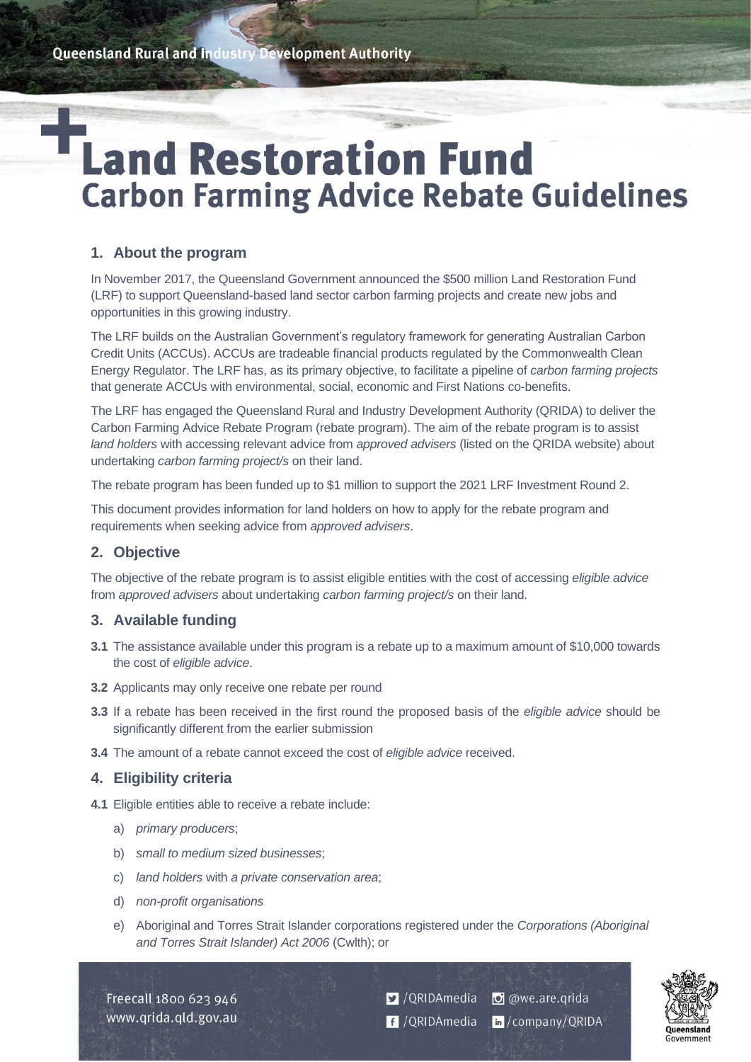Queensland Rural and Industry Development Authority

# Land Restoration Fund
## Carbon Farming Advice Rebate Guidelines

### 1. About the program

In November 2017, the Queensland Government announced the $500 million Land Restoration Fund (LRF) to support Queensland-based land sector carbon farming projects and create new jobs and opportunities in this growing industry.

The LRF builds on the Australian Government's regulatory framework for generating Australian Carbon Credit Units (ACCUs). ACCUs are tradeable financial products regulated by the Commonwealth Clean Energy Regulator. The LRF has, as its primary objective, to facilitate a pipeline of *carbon farming projects* that generate ACCUs with environmental, social, economic and First Nations co-benefits.

The LRF has engaged the Queensland Rural and Industry Development Authority (QRIDA) to deliver the Carbon Farming Advice Rebate Program (rebate program). The aim of the rebate program is to assist *land holders* with accessing relevant advice from *approved advisers* (listed on the QRIDA website) about undertaking *carbon farming project/s* on their land.

The rebate program has been funded up to $1 million to support the 2021 LRF Investment Round 2.

This document provides information for land holders on how to apply for the rebate program and requirements when seeking advice from *approved advisers*.

### 2. Objective

The objective of the rebate program is to assist eligible entities with the cost of accessing *eligible advice* from *approved advisers* about undertaking *carbon farming project/s* on their land.

### 3. Available funding

**3.1** The assistance available under this program is a rebate up to a maximum amount of $10,000 towards the cost of *eligible advice*.

**3.2** Applicants may only receive one rebate per round

**3.3** If a rebate has been received in the first round the proposed basis of the *eligible advice* should be significantly different from the earlier submission

**3.4** The amount of a rebate cannot exceed the cost of *eligible advice* received.

### 4. Eligibility criteria

**4.1** Eligible entities able to receive a rebate include:

a) *primary producers*;

b) *small to medium sized businesses*;

c) *land holders* with *a private conservation area*;

d) *non-profit organisations*

e) Aboriginal and Torres Strait Islander corporations registered under the *Corporations (Aboriginal and Torres Strait Islander) Act 2006* (Cwlth); or

Freecall 1800 623 946
www.qrida.qld.gov.au

/QRIDAmedia @we.are.qrida
/QRIDAmedia /company/QRIDA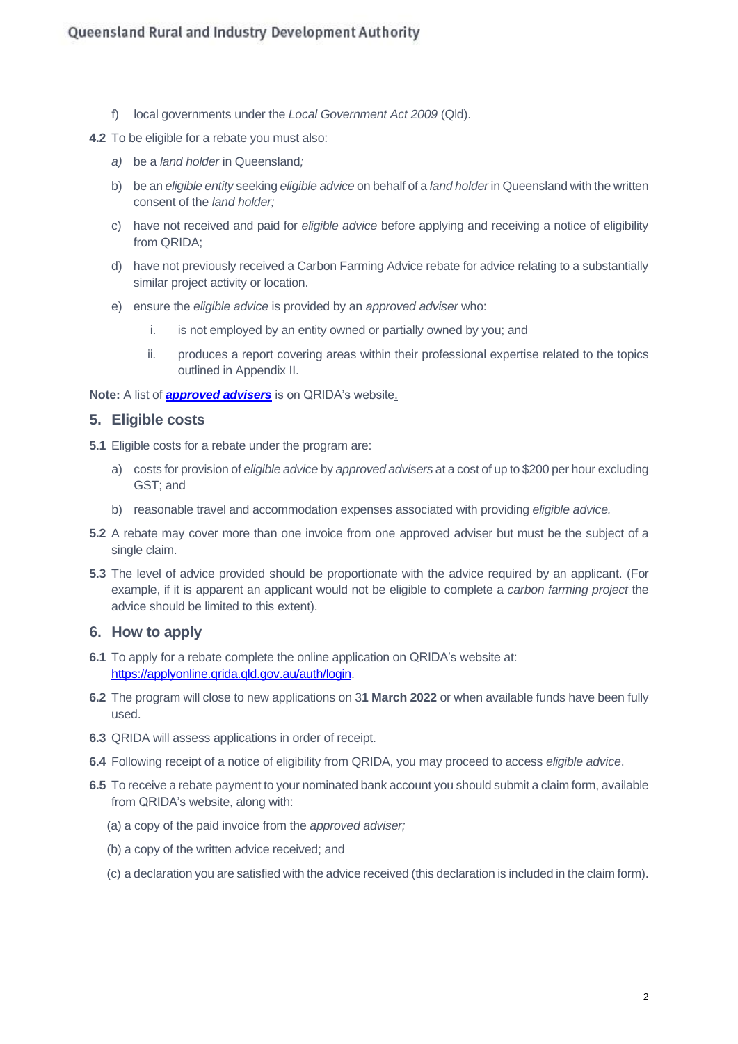f) local governments under the *Local Government Act 2009* (Qld).

**4.2** To be eligible for a rebate you must also:

*a)* be a *land holder* in Queensland*;*

b) be an *eligible entity* seeking *eligible advice* on behalf of a *land holder* in Queensland with the written consent of the *land holder;*

c) have not received and paid for *eligible advice* before applying and receiving a notice of eligibility from QRIDA;

d) have not previously received a Carbon Farming Advice rebate for advice relating to a substantially similar project activity or location.

e) ensure the *eligible advice* is provided by an *approved adviser* who:

   i. is not employed by an entity owned or partially owned by you; and

   ii. produces a report covering areas within their professional expertise related to the topics outlined in Appendix II.

**Note:** A list of ***approved advisers*** is on QRIDA's website.

## 5. Eligible costs

**5.1** Eligible costs for a rebate under the program are:

a) costs for provision of *eligible advice* by *approved advisers* at a cost of up to $200 per hour excluding GST; and

b) reasonable travel and accommodation expenses associated with providing *eligible advice.*

**5.2** A rebate may cover more than one invoice from one approved adviser but must be the subject of a single claim.

**5.3** The level of advice provided should be proportionate with the advice required by an applicant. (For example, if it is apparent an applicant would not be eligible to complete a *carbon farming project* the advice should be limited to this extent).

## 6. How to apply

**6.1** To apply for a rebate complete the online application on QRIDA's website at: https://applyonline.qrida.qld.gov.au/auth/login.

**6.2** The program will close to new applications on 3**1 March 2022** or when available funds have been fully used.

**6.3** QRIDA will assess applications in order of receipt.

**6.4** Following receipt of a notice of eligibility from QRIDA, you may proceed to access *eligible advice*.

**6.5** To receive a rebate payment to your nominated bank account you should submit a claim form, available from QRIDA's website, along with:

(a) a copy of the paid invoice from the *approved adviser;*

(b) a copy of the written advice received; and

(c) a declaration you are satisfied with the advice received (this declaration is included in the claim form).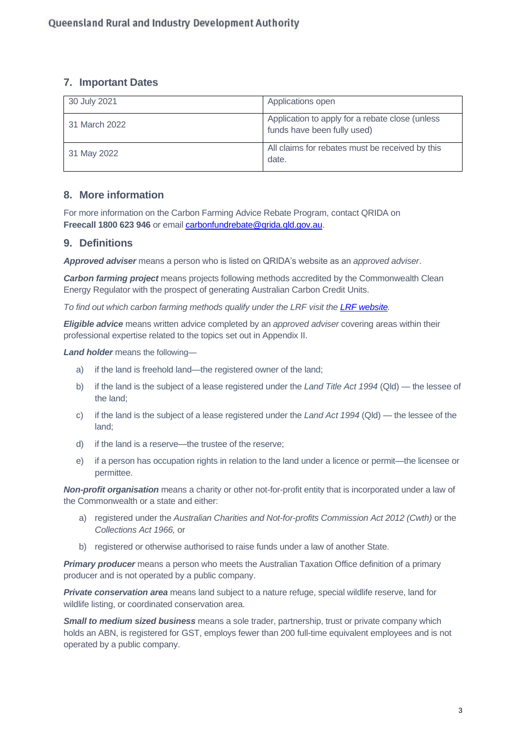## 7. Important Dates

| | |
|---|---|
| 30 July 2021 | Applications open |
| 31 March 2022 | Application to apply for a rebate close (unless funds have been fully used) |
| 31 May 2022 | All claims for rebates must be received by this date. |

## 8. More information

For more information on the Carbon Farming Advice Rebate Program, contact QRIDA on **Freecall 1800 623 946** or email [carbonfundrebate@qrida.qld.gov.au](mailto:carbonfundrebate@qrida.qld.gov.au).

## 9. Definitions

***Approved adviser*** means a person who is listed on QRIDA's website as an *approved adviser*.

***Carbon farming project*** means projects following methods accredited by the Commonwealth Clean Energy Regulator with the prospect of generating Australian Carbon Credit Units.

*To find out which carbon farming methods qualify under the LRF visit the [LRF website](#).*

***Eligible advice*** means written advice completed by an *approved adviser* covering areas within their professional expertise related to the topics set out in Appendix II.

***Land holder*** means the following—

a) if the land is freehold land—the registered owner of the land;

b) if the land is the subject of a lease registered under the *Land Title Act 1994* (Qld) — the lessee of the land;

c) if the land is the subject of a lease registered under the *Land Act 1994* (Qld) — the lessee of the land;

d) if the land is a reserve—the trustee of the reserve;

e) if a person has occupation rights in relation to the land under a licence or permit—the licensee or permittee.

***Non-profit organisation*** means a charity or other not-for-profit entity that is incorporated under a law of the Commonwealth or a state and either:

a) registered under the *Australian Charities and Not-for-profits Commission Act 2012 (Cwth)* or the *Collections Act 1966,* or

b) registered or otherwise authorised to raise funds under a law of another State.

***Primary producer*** means a person who meets the Australian Taxation Office definition of a primary producer and is not operated by a public company.

***Private conservation area*** means land subject to a nature refuge, special wildlife reserve, land for wildlife listing, or coordinated conservation area.

***Small to medium sized business*** means a sole trader, partnership, trust or private company which holds an ABN, is registered for GST, employs fewer than 200 full-time equivalent employees and is not operated by a public company.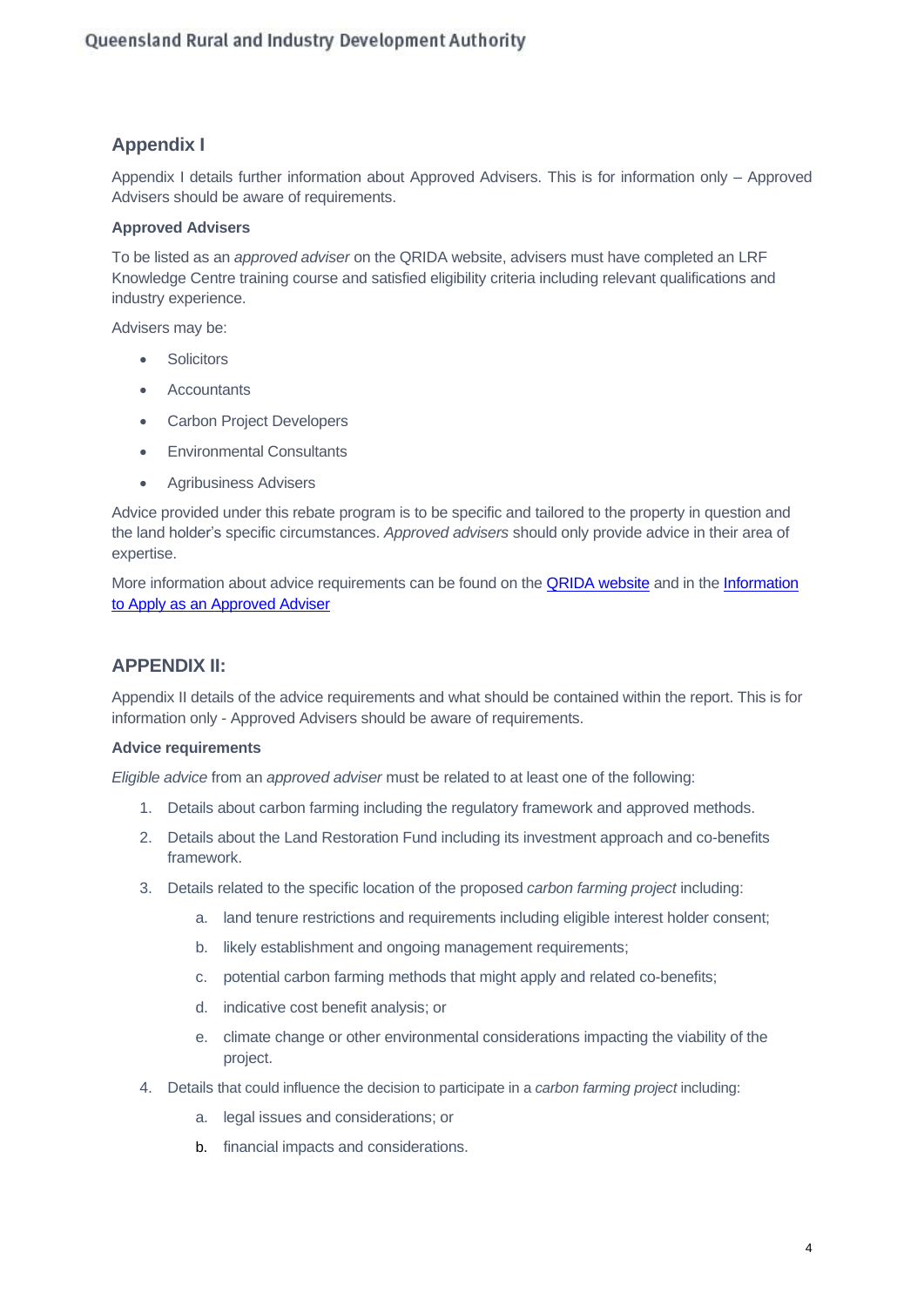## Appendix I

Appendix I details further information about Approved Advisers. This is for information only – Approved Advisers should be aware of requirements.

**Approved Advisers**

To be listed as an *approved adviser* on the QRIDA website, advisers must have completed an LRF Knowledge Centre training course and satisfied eligibility criteria including relevant qualifications and industry experience.

Advisers may be:

- Solicitors
- Accountants
- Carbon Project Developers
- Environmental Consultants
- Agribusiness Advisers

Advice provided under this rebate program is to be specific and tailored to the property in question and the land holder's specific circumstances. *Approved advisers* should only provide advice in their area of expertise.

More information about advice requirements can be found on the [QRIDA website] and in the [Information to Apply as an Approved Adviser]

## APPENDIX II:

Appendix II details of the advice requirements and what should be contained within the report. This is for information only - Approved Advisers should be aware of requirements.

**Advice requirements**

*Eligible advice* from an *approved adviser* must be related to at least one of the following:

1. Details about carbon farming including the regulatory framework and approved methods.
2. Details about the Land Restoration Fund including its investment approach and co-benefits framework.
3. Details related to the specific location of the proposed *carbon farming project* including:
   a. land tenure restrictions and requirements including eligible interest holder consent;
   b. likely establishment and ongoing management requirements;
   c. potential carbon farming methods that might apply and related co-benefits;
   d. indicative cost benefit analysis; or
   e. climate change or other environmental considerations impacting the viability of the project.
4. Details that could influence the decision to participate in a *carbon farming project* including:
   a. legal issues and considerations; or
   b. financial impacts and considerations.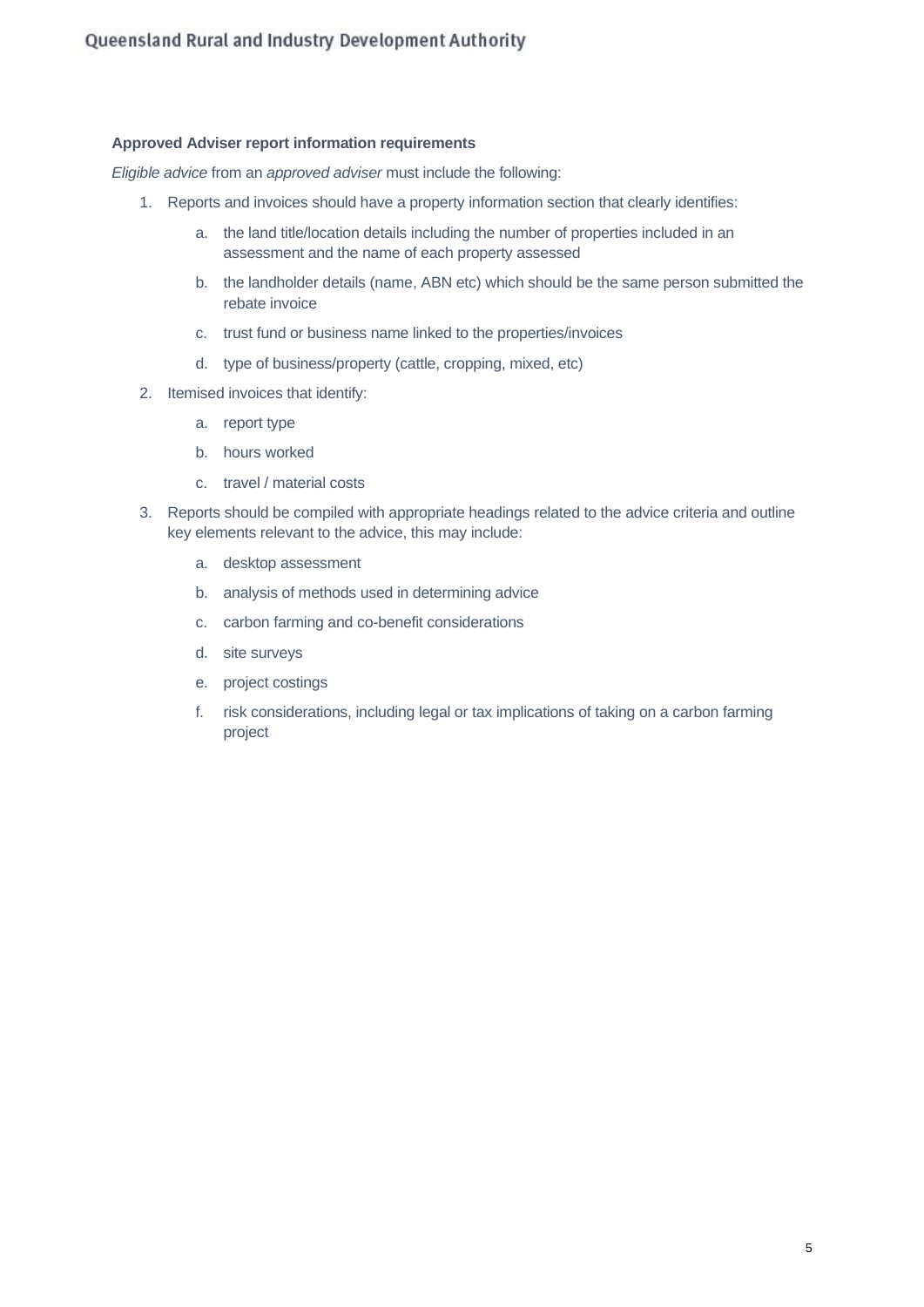**Approved Adviser report information requirements**

*Eligible advice* from an *approved adviser* must include the following:

1. Reports and invoices should have a property information section that clearly identifies:
   a. the land title/location details including the number of properties included in an assessment and the name of each property assessed
   b. the landholder details (name, ABN etc) which should be the same person submitted the rebate invoice
   c. trust fund or business name linked to the properties/invoices
   d. type of business/property (cattle, cropping, mixed, etc)
2. Itemised invoices that identify:
   a. report type
   b. hours worked
   c. travel / material costs
3. Reports should be compiled with appropriate headings related to the advice criteria and outline key elements relevant to the advice, this may include:
   a. desktop assessment
   b. analysis of methods used in determining advice
   c. carbon farming and co-benefit considerations
   d. site surveys
   e. project costings
   f. risk considerations, including legal or tax implications of taking on a carbon farming project